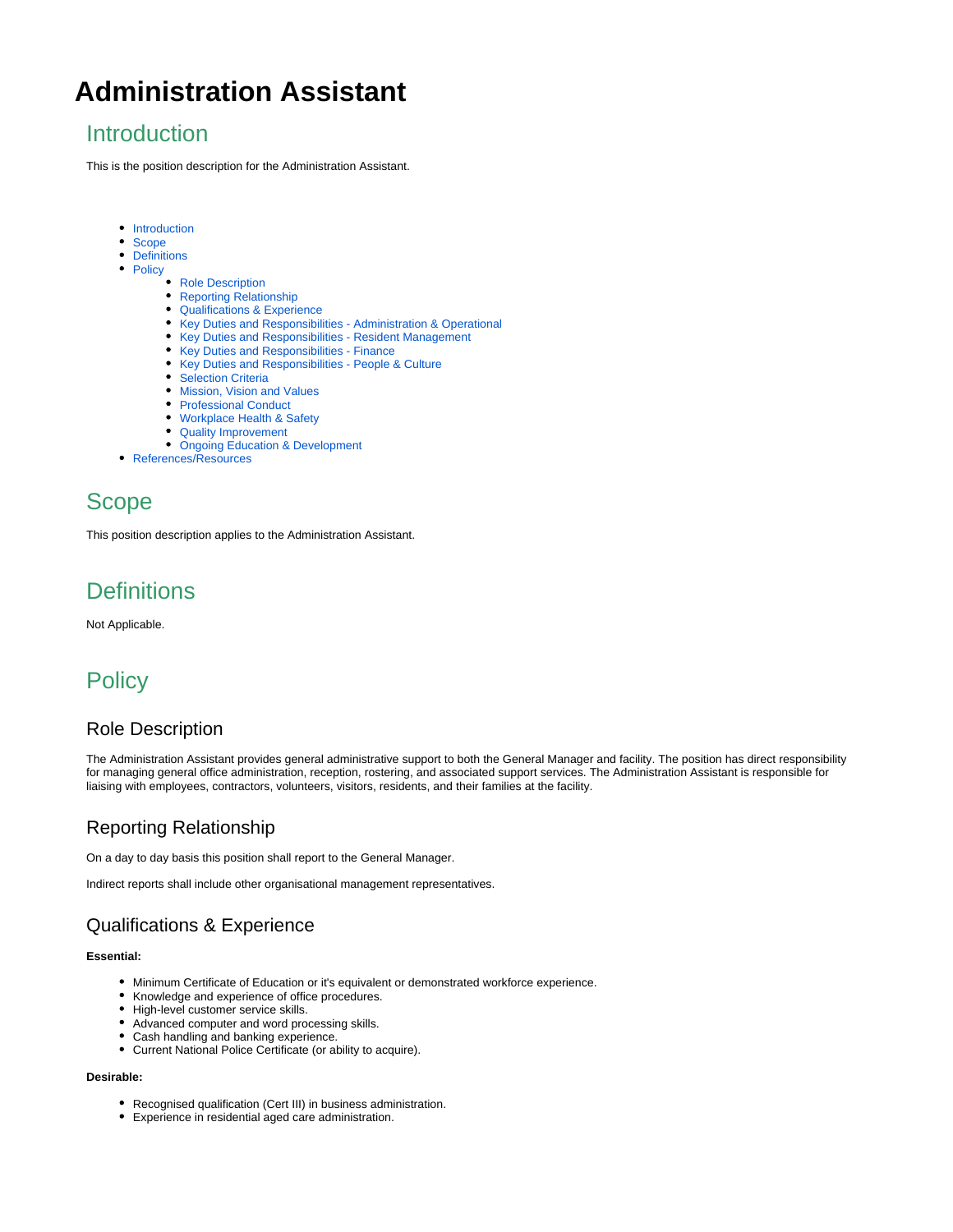# Administration Assistant

## Introduction

This is the position description for the Administration Assistant.

- Introduction
- Scope
- Definitions
- Policy
  - Role Description
  - Reporting Relationship
  - Qualifications & Experience
  - Key Duties and Responsibilities - Administration & Operational
  - Key Duties and Responsibilities - Resident Management
  - Key Duties and Responsibilities - Finance
  - Key Duties and Responsibilities - People & Culture
  - Selection Criteria
  - Mission, Vision and Values
  - Professional Conduct
  - Workplace Health & Safety
  - Quality Improvement
  - Ongoing Education & Development
- References/Resources

## Scope

This position description applies to the Administration Assistant.

## Definitions

Not Applicable.

## Policy

### Role Description

The Administration Assistant provides general administrative support to both the General Manager and facility. The position has direct responsibility for managing general office administration, reception, rostering, and associated support services. The Administration Assistant is responsible for liaising with employees, contractors, volunteers, visitors, residents, and their families at the facility.

### Reporting Relationship

On a day to day basis this position shall report to the General Manager.

Indirect reports shall include other organisational management representatives.

### Qualifications & Experience

**Essential:**

- Minimum Certificate of Education or it's equivalent or demonstrated workforce experience.
- Knowledge and experience of office procedures.
- High-level customer service skills.
- Advanced computer and word processing skills.
- Cash handling and banking experience.
- Current National Police Certificate (or ability to acquire).

**Desirable:**

- Recognised qualification (Cert III) in business administration.
- Experience in residential aged care administration.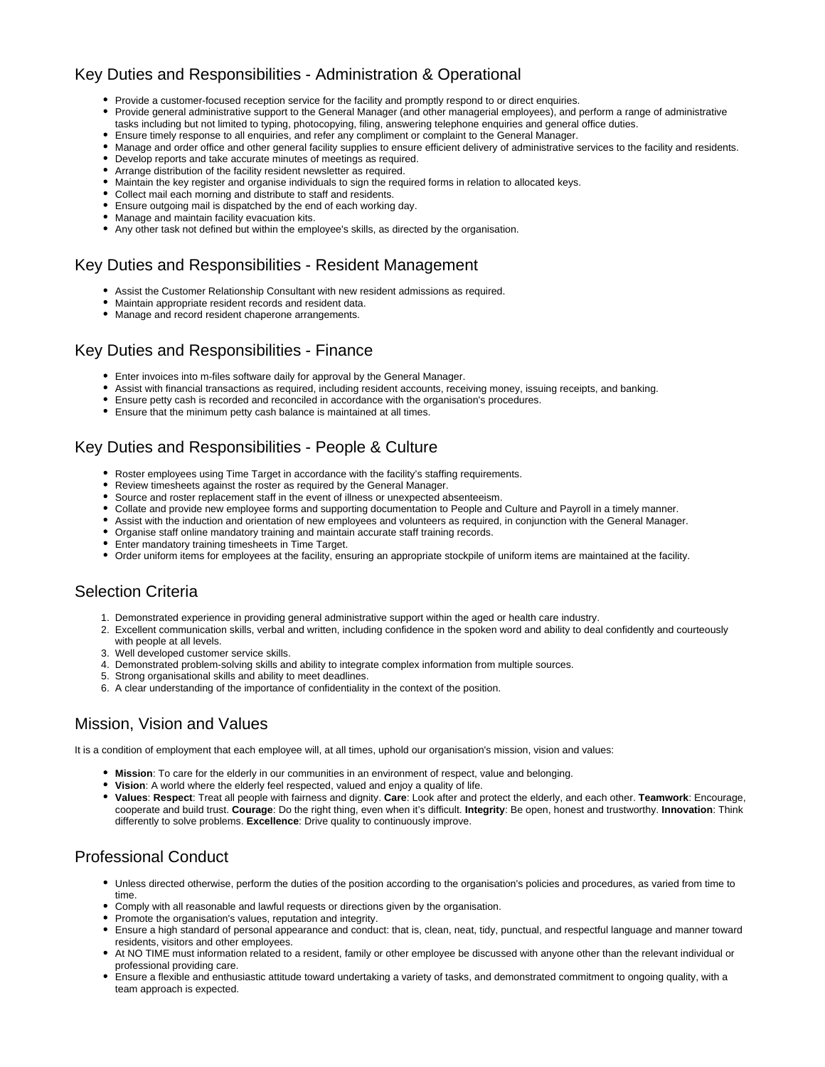## Key Duties and Responsibilities - Administration & Operational

- Provide a customer-focused reception service for the facility and promptly respond to or direct enquiries.
- Provide general administrative support to the General Manager (and other managerial employees), and perform a range of administrative tasks including but not limited to typing, photocopying, filing, answering telephone enquiries and general office duties.
- Ensure timely response to all enquiries, and refer any compliment or complaint to the General Manager.
- Manage and order office and other general facility supplies to ensure efficient delivery of administrative services to the facility and residents.
- Develop reports and take accurate minutes of meetings as required.
- Arrange distribution of the facility resident newsletter as required.
- Maintain the key register and organise individuals to sign the required forms in relation to allocated keys.
- Collect mail each morning and distribute to staff and residents.
- Ensure outgoing mail is dispatched by the end of each working day.
- Manage and maintain facility evacuation kits.
- Any other task not defined but within the employee's skills, as directed by the organisation.

## Key Duties and Responsibilities - Resident Management

- Assist the Customer Relationship Consultant with new resident admissions as required.
- Maintain appropriate resident records and resident data.
- Manage and record resident chaperone arrangements.

## Key Duties and Responsibilities - Finance

- Enter invoices into m-files software daily for approval by the General Manager.
- Assist with financial transactions as required, including resident accounts, receiving money, issuing receipts, and banking.
- Ensure petty cash is recorded and reconciled in accordance with the organisation's procedures.
- Ensure that the minimum petty cash balance is maintained at all times.

## Key Duties and Responsibilities - People & Culture

- Roster employees using Time Target in accordance with the facility's staffing requirements.
- Review timesheets against the roster as required by the General Manager.
- Source and roster replacement staff in the event of illness or unexpected absenteeism.
- Collate and provide new employee forms and supporting documentation to People and Culture and Payroll in a timely manner.
- Assist with the induction and orientation of new employees and volunteers as required, in conjunction with the General Manager.
- Organise staff online mandatory training and maintain accurate staff training records.
- Enter mandatory training timesheets in Time Target.
- Order uniform items for employees at the facility, ensuring an appropriate stockpile of uniform items are maintained at the facility.

## Selection Criteria

1. Demonstrated experience in providing general administrative support within the aged or health care industry.
2. Excellent communication skills, verbal and written, including confidence in the spoken word and ability to deal confidently and courteously with people at all levels.
3. Well developed customer service skills.
4. Demonstrated problem-solving skills and ability to integrate complex information from multiple sources.
5. Strong organisational skills and ability to meet deadlines.
6. A clear understanding of the importance of confidentiality in the context of the position.

## Mission, Vision and Values

It is a condition of employment that each employee will, at all times, uphold our organisation's mission, vision and values:

- **Mission**: To care for the elderly in our communities in an environment of respect, value and belonging.
- **Vision**: A world where the elderly feel respected, valued and enjoy a quality of life.
- **Values**: **Respect**: Treat all people with fairness and dignity. **Care**: Look after and protect the elderly, and each other. **Teamwork**: Encourage, cooperate and build trust. **Courage**: Do the right thing, even when it's difficult. **Integrity**: Be open, honest and trustworthy. **Innovation**: Think differently to solve problems. **Excellence**: Drive quality to continuously improve.

## Professional Conduct

- Unless directed otherwise, perform the duties of the position according to the organisation's policies and procedures, as varied from time to time.
- Comply with all reasonable and lawful requests or directions given by the organisation.
- Promote the organisation's values, reputation and integrity.
- Ensure a high standard of personal appearance and conduct: that is, clean, neat, tidy, punctual, and respectful language and manner toward residents, visitors and other employees.
- At NO TIME must information related to a resident, family or other employee be discussed with anyone other than the relevant individual or professional providing care.
- Ensure a flexible and enthusiastic attitude toward undertaking a variety of tasks, and demonstrated commitment to ongoing quality, with a team approach is expected.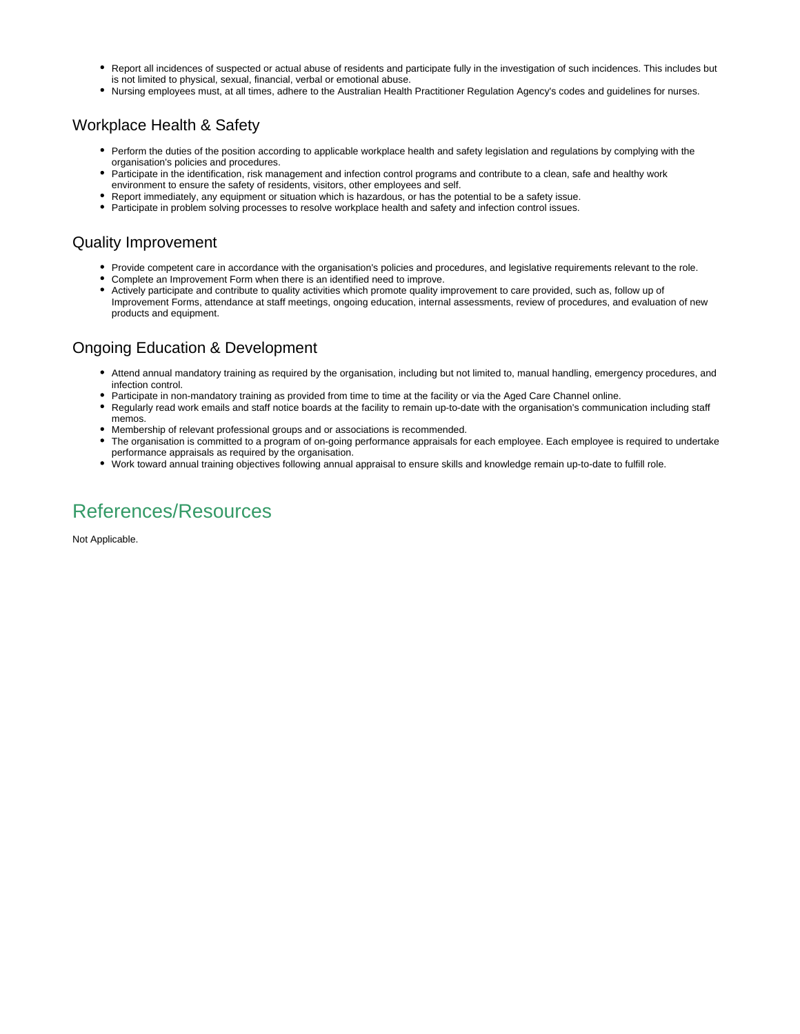- Report all incidences of suspected or actual abuse of residents and participate fully in the investigation of such incidences. This includes but is not limited to physical, sexual, financial, verbal or emotional abuse.
- Nursing employees must, at all times, adhere to the Australian Health Practitioner Regulation Agency's codes and guidelines for nurses.

### Workplace Health & Safety

- Perform the duties of the position according to applicable workplace health and safety legislation and regulations by complying with the organisation's policies and procedures.
- Participate in the identification, risk management and infection control programs and contribute to a clean, safe and healthy work environment to ensure the safety of residents, visitors, other employees and self.
- Report immediately, any equipment or situation which is hazardous, or has the potential to be a safety issue.
- Participate in problem solving processes to resolve workplace health and safety and infection control issues.

### Quality Improvement

- Provide competent care in accordance with the organisation's policies and procedures, and legislative requirements relevant to the role.
- Complete an Improvement Form when there is an identified need to improve.
- Actively participate and contribute to quality activities which promote quality improvement to care provided, such as, follow up of Improvement Forms, attendance at staff meetings, ongoing education, internal assessments, review of procedures, and evaluation of new products and equipment.

### Ongoing Education & Development

- Attend annual mandatory training as required by the organisation, including but not limited to, manual handling, emergency procedures, and infection control.
- Participate in non-mandatory training as provided from time to time at the facility or via the Aged Care Channel online.
- Regularly read work emails and staff notice boards at the facility to remain up-to-date with the organisation's communication including staff memos.
- Membership of relevant professional groups and or associations is recommended.
- The organisation is committed to a program of on-going performance appraisals for each employee. Each employee is required to undertake performance appraisals as required by the organisation.
- Work toward annual training objectives following annual appraisal to ensure skills and knowledge remain up-to-date to fulfill role.

## References/Resources

Not Applicable.